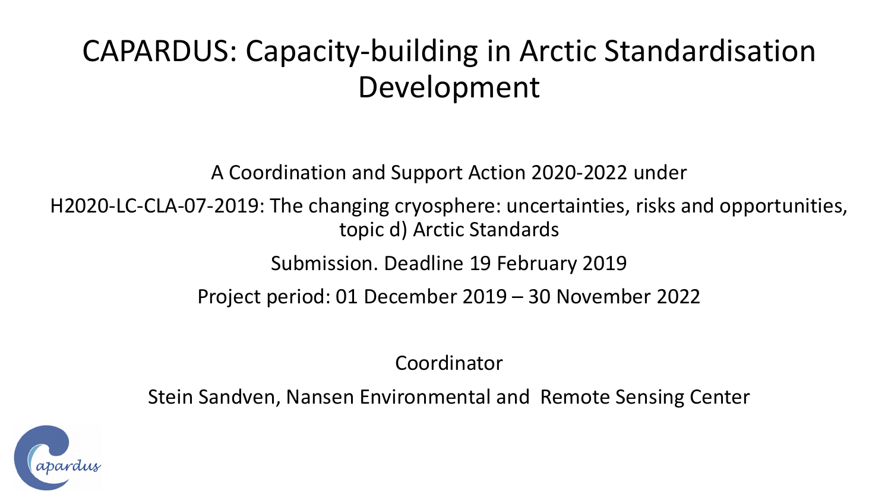# CAPARDUS: Capacity-building in Arctic Standardisation Development

A Coordination and Support Action 2020-2022 under

H2020-LC-CLA-07-2019: The changing cryosphere: uncertainties, risks and opportunities, topic d) Arctic Standards

Submission. Deadline 19 February 2019

Project period: 01 December 2019 – 30 November 2022

Coordinator

Stein Sandven, Nansen Environmental and Remote Sensing Center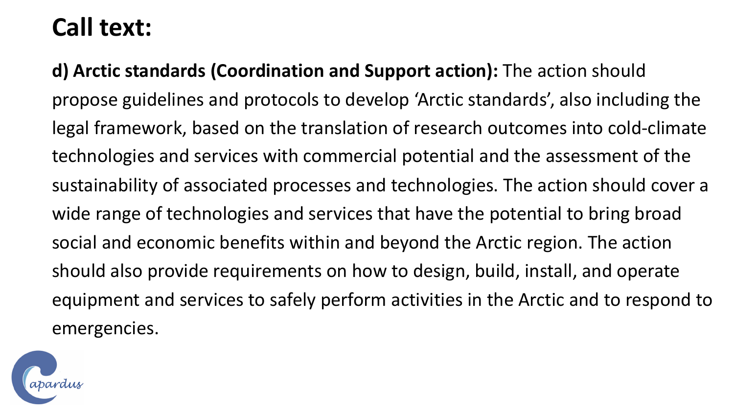# Call text:

**d) Arctic standards (Coordination and Support action):** The action should propose guidelines and protocols to develop 'Arctic standards', also including the legal framework, based on the translation of research outcomes into cold-climate technologies and services with commercial potential and the assessment of the sustainability of associated processes and technologies. The action should cover a wide range of technologies and services that have the potential to bring broad social and economic benefits within and beyond the Arctic region. The action should also provide requirements on how to design, build, install, and operate equipment and services to safely perform activities in the Arctic and to respond to emergencies.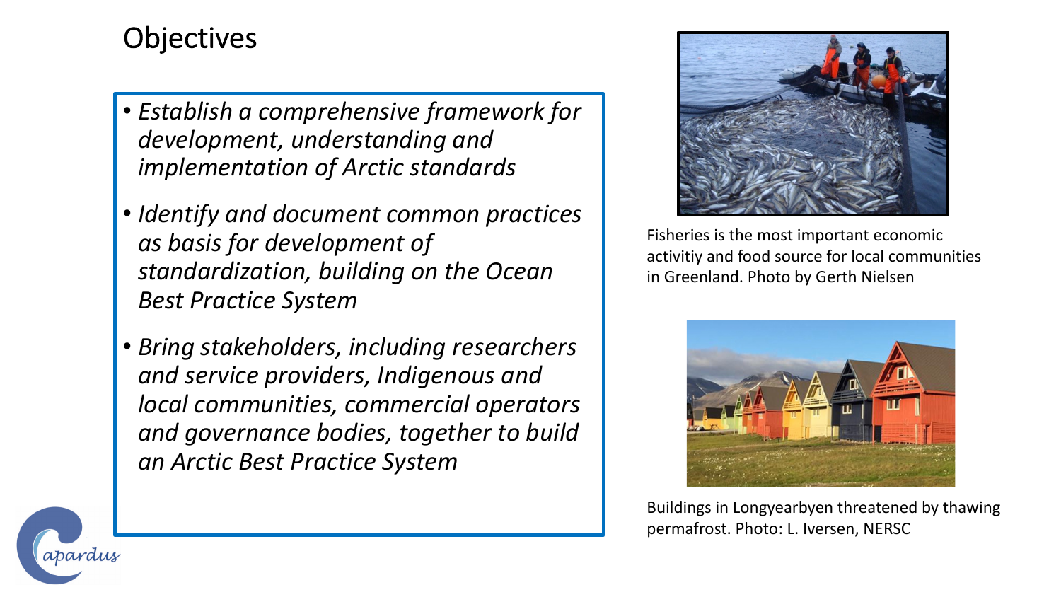# Objectives

- *Establish a comprehensive framework for development, understanding and implementation of Arctic standards*
- *Identify and document common practices as basis for development of standardization, building on the Ocean Best Practice System*
- *Bring stakeholders, including researchers and service providers, Indigenous and local communities, commercial operators and governance bodies, together to build an Arctic Best Practice System*

Fisheries is the most important economic activitiy and food source for local communities in Greenland. Photo by Gerth Nielsen

Buildings in Longyearbyen threatened by thawing permafrost. Photo: L. Iversen, NERSC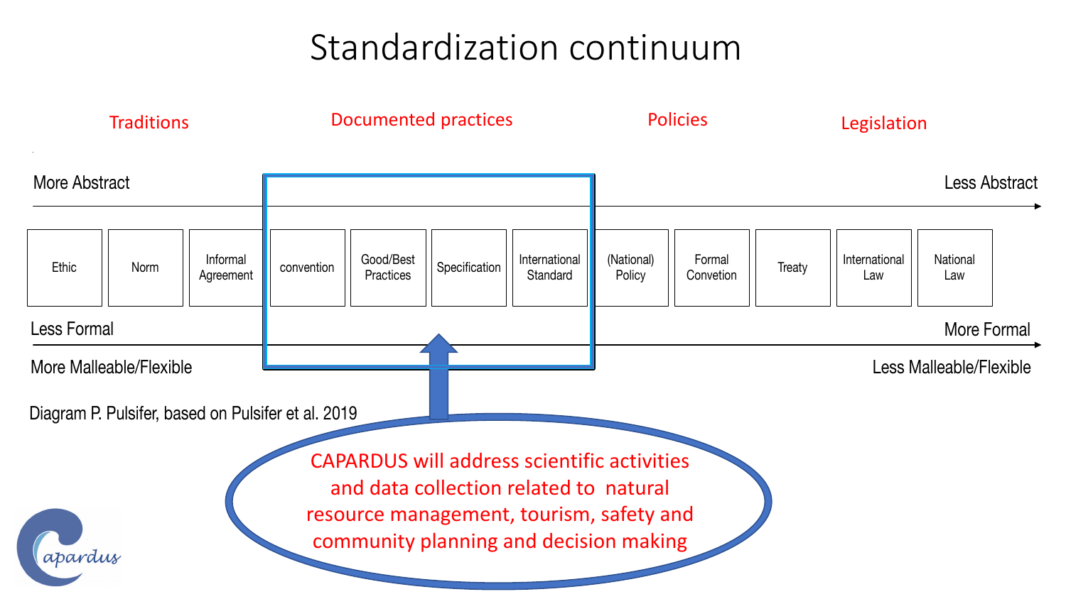# Standardization continuum

Traditions | Documented practices | Policies | Legislation

More Abstract → Less Abstract

| Ethic | Norm | Informal Agreement | convention | Good/Best Practices | Specification | International Standard | (National) Policy | Formal Convetion | Treaty | International Law | National Law |
|---|---|---|---|---|---|---|---|---|---|---|---|

Less Formal → More Formal

More Malleable/Flexible → Less Malleable/Flexible

Diagram P. Pulsifer, based on Pulsifer et al. 2019

CAPARDUS will address scientific activities and data collection related to natural resource management, tourism, safety and community planning and decision making

Capardus